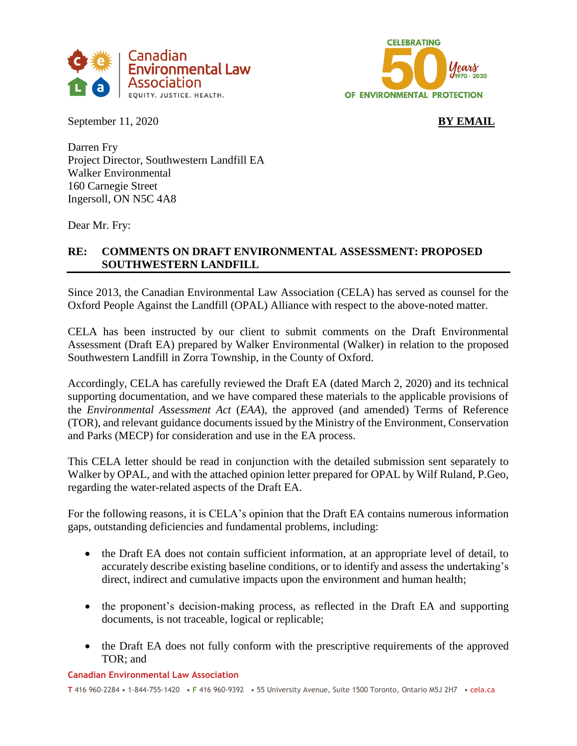Canadian Environmental Law Association
EQUITY. JUSTICE. HEALTH.

CELEBRATING 50 Years 1970 - 2020 OF ENVIRONMENTAL PROTECTION

September 11, 2020 **BY EMAIL**

Darren Fry
Project Director, Southwestern Landfill EA
Walker Environmental
160 Carnegie Street
Ingersoll, ON N5C 4A8

Dear Mr. Fry:

**RE: COMMENTS ON DRAFT ENVIRONMENTAL ASSESSMENT: PROPOSED SOUTHWESTERN LANDFILL**

Since 2013, the Canadian Environmental Law Association (CELA) has served as counsel for the Oxford People Against the Landfill (OPAL) Alliance with respect to the above-noted matter.

CELA has been instructed by our client to submit comments on the Draft Environmental Assessment (Draft EA) prepared by Walker Environmental (Walker) in relation to the proposed Southwestern Landfill in Zorra Township, in the County of Oxford.

Accordingly, CELA has carefully reviewed the Draft EA (dated March 2, 2020) and its technical supporting documentation, and we have compared these materials to the applicable provisions of the *Environmental Assessment Act* (*EAA*), the approved (and amended) Terms of Reference (TOR), and relevant guidance documents issued by the Ministry of the Environment, Conservation and Parks (MECP) for consideration and use in the EA process.

This CELA letter should be read in conjunction with the detailed submission sent separately to Walker by OPAL, and with the attached opinion letter prepared for OPAL by Wilf Ruland, P.Geo, regarding the water-related aspects of the Draft EA.

For the following reasons, it is CELA's opinion that the Draft EA contains numerous information gaps, outstanding deficiencies and fundamental problems, including:

- the Draft EA does not contain sufficient information, at an appropriate level of detail, to accurately describe existing baseline conditions, or to identify and assess the undertaking's direct, indirect and cumulative impacts upon the environment and human health;
- the proponent's decision-making process, as reflected in the Draft EA and supporting documents, is not traceable, logical or replicable;
- the Draft EA does not fully conform with the prescriptive requirements of the approved TOR; and

Canadian Environmental Law Association
T 416 960-2284 • 1-844-755-1420 • F 416 960-9392 • 55 University Avenue, Suite 1500 Toronto, Ontario M5J 2H7 • cela.ca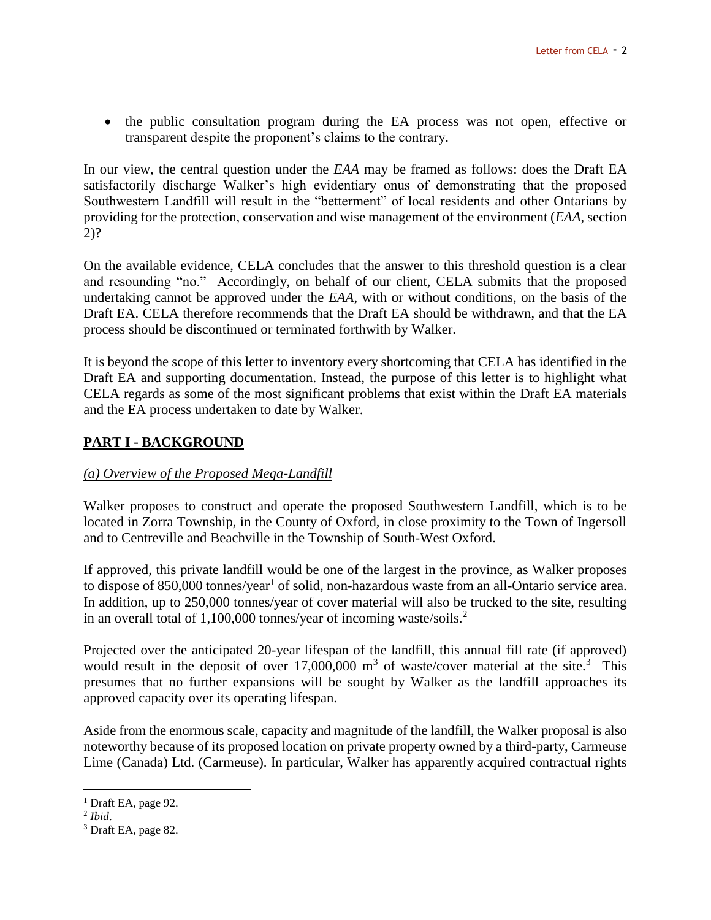- the public consultation program during the EA process was not open, effective or transparent despite the proponent's claims to the contrary.

In our view, the central question under the *EAA* may be framed as follows: does the Draft EA satisfactorily discharge Walker's high evidentiary onus of demonstrating that the proposed Southwestern Landfill will result in the "betterment" of local residents and other Ontarians by providing for the protection, conservation and wise management of the environment (*EAA*, section 2)?

On the available evidence, CELA concludes that the answer to this threshold question is a clear and resounding "no." Accordingly, on behalf of our client, CELA submits that the proposed undertaking cannot be approved under the *EAA*, with or without conditions, on the basis of the Draft EA. CELA therefore recommends that the Draft EA should be withdrawn, and that the EA process should be discontinued or terminated forthwith by Walker.

It is beyond the scope of this letter to inventory every shortcoming that CELA has identified in the Draft EA and supporting documentation. Instead, the purpose of this letter is to highlight what CELA regards as some of the most significant problems that exist within the Draft EA materials and the EA process undertaken to date by Walker.

## PART I - BACKGROUND

### *(a) Overview of the Proposed Mega-Landfill*

Walker proposes to construct and operate the proposed Southwestern Landfill, which is to be located in Zorra Township, in the County of Oxford, in close proximity to the Town of Ingersoll and to Centreville and Beachville in the Township of South-West Oxford.

If approved, this private landfill would be one of the largest in the province, as Walker proposes to dispose of 850,000 tonnes/year[1] of solid, non-hazardous waste from an all-Ontario service area. In addition, up to 250,000 tonnes/year of cover material will also be trucked to the site, resulting in an overall total of 1,100,000 tonnes/year of incoming waste/soils.[2]

Projected over the anticipated 20-year lifespan of the landfill, this annual fill rate (if approved) would result in the deposit of over 17,000,000 $m^3$ of waste/cover material at the site.[3] This presumes that no further expansions will be sought by Walker as the landfill approaches its approved capacity over its operating lifespan.

Aside from the enormous scale, capacity and magnitude of the landfill, the Walker proposal is also noteworthy because of its proposed location on private property owned by a third-party, Carmeuse Lime (Canada) Ltd. (Carmeuse). In particular, Walker has apparently acquired contractual rights

---

[1] Draft EA, page 92.

[2] *Ibid*.

[3] Draft EA, page 82.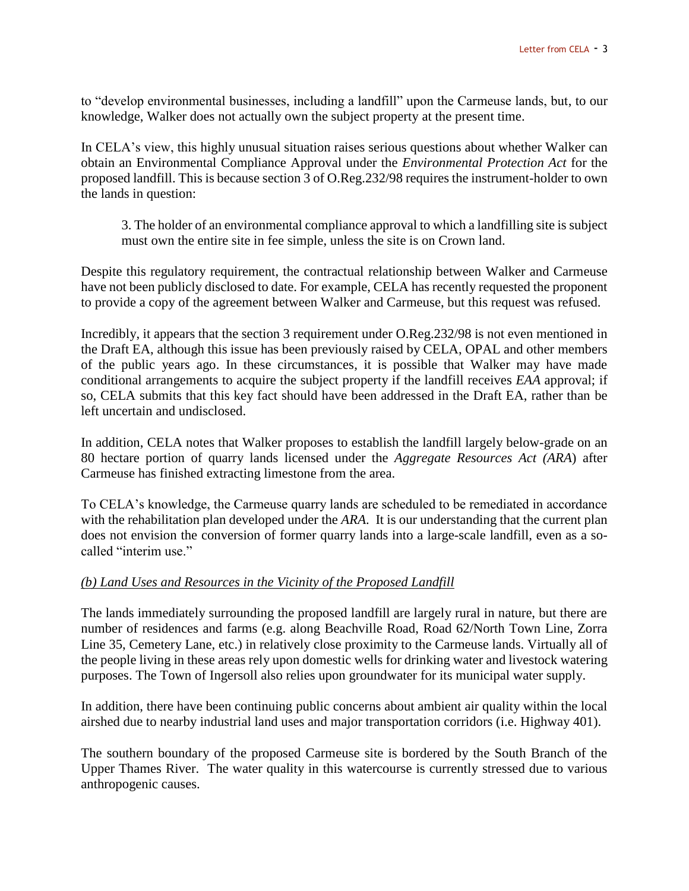to "develop environmental businesses, including a landfill" upon the Carmeuse lands, but, to our knowledge, Walker does not actually own the subject property at the present time.

In CELA's view, this highly unusual situation raises serious questions about whether Walker can obtain an Environmental Compliance Approval under the *Environmental Protection Act* for the proposed landfill. This is because section 3 of O.Reg.232/98 requires the instrument-holder to own the lands in question:

> 3. The holder of an environmental compliance approval to which a landfilling site is subject must own the entire site in fee simple, unless the site is on Crown land.

Despite this regulatory requirement, the contractual relationship between Walker and Carmeuse have not been publicly disclosed to date. For example, CELA has recently requested the proponent to provide a copy of the agreement between Walker and Carmeuse, but this request was refused.

Incredibly, it appears that the section 3 requirement under O.Reg.232/98 is not even mentioned in the Draft EA, although this issue has been previously raised by CELA, OPAL and other members of the public years ago. In these circumstances, it is possible that Walker may have made conditional arrangements to acquire the subject property if the landfill receives *EAA* approval; if so, CELA submits that this key fact should have been addressed in the Draft EA, rather than be left uncertain and undisclosed.

In addition, CELA notes that Walker proposes to establish the landfill largely below-grade on an 80 hectare portion of quarry lands licensed under the *Aggregate Resources Act (ARA*) after Carmeuse has finished extracting limestone from the area.

To CELA's knowledge, the Carmeuse quarry lands are scheduled to be remediated in accordance with the rehabilitation plan developed under the *ARA*. It is our understanding that the current plan does not envision the conversion of former quarry lands into a large-scale landfill, even as a so-called "interim use."

*(b) Land Uses and Resources in the Vicinity of the Proposed Landfill*

The lands immediately surrounding the proposed landfill are largely rural in nature, but there are number of residences and farms (e.g. along Beachville Road, Road 62/North Town Line, Zorra Line 35, Cemetery Lane, etc.) in relatively close proximity to the Carmeuse lands. Virtually all of the people living in these areas rely upon domestic wells for drinking water and livestock watering purposes. The Town of Ingersoll also relies upon groundwater for its municipal water supply.

In addition, there have been continuing public concerns about ambient air quality within the local airshed due to nearby industrial land uses and major transportation corridors (i.e. Highway 401).

The southern boundary of the proposed Carmeuse site is bordered by the South Branch of the Upper Thames River. The water quality in this watercourse is currently stressed due to various anthropogenic causes.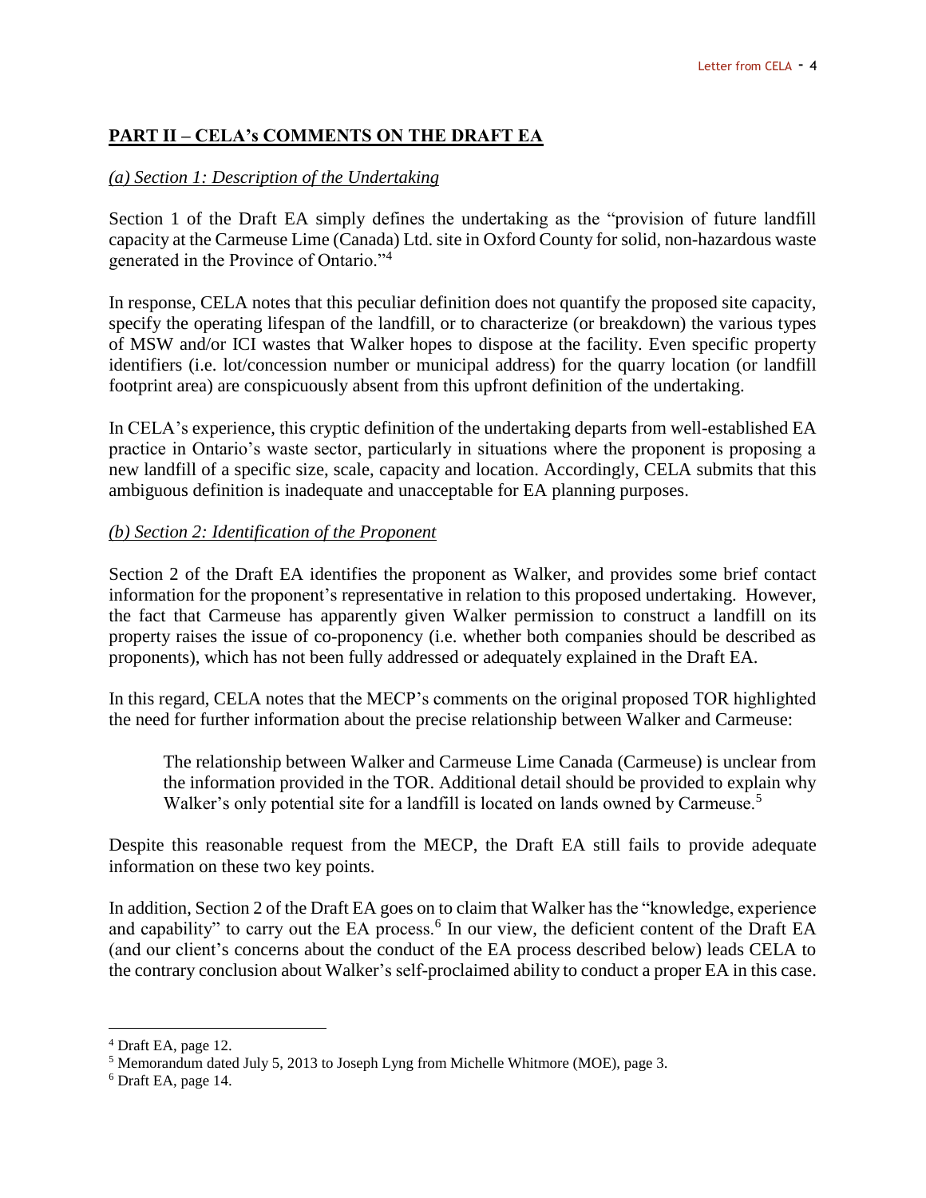## PART II – CELA's COMMENTS ON THE DRAFT EA

### *(a) Section 1: Description of the Undertaking*

Section 1 of the Draft EA simply defines the undertaking as the "provision of future landfill capacity at the Carmeuse Lime (Canada) Ltd. site in Oxford County for solid, non-hazardous waste generated in the Province of Ontario."[4]

In response, CELA notes that this peculiar definition does not quantify the proposed site capacity, specify the operating lifespan of the landfill, or to characterize (or breakdown) the various types of MSW and/or ICI wastes that Walker hopes to dispose at the facility. Even specific property identifiers (i.e. lot/concession number or municipal address) for the quarry location (or landfill footprint area) are conspicuously absent from this upfront definition of the undertaking.

In CELA's experience, this cryptic definition of the undertaking departs from well-established EA practice in Ontario's waste sector, particularly in situations where the proponent is proposing a new landfill of a specific size, scale, capacity and location. Accordingly, CELA submits that this ambiguous definition is inadequate and unacceptable for EA planning purposes.

### *(b) Section 2: Identification of the Proponent*

Section 2 of the Draft EA identifies the proponent as Walker, and provides some brief contact information for the proponent's representative in relation to this proposed undertaking. However, the fact that Carmeuse has apparently given Walker permission to construct a landfill on its property raises the issue of co-proponency (i.e. whether both companies should be described as proponents), which has not been fully addressed or adequately explained in the Draft EA.

In this regard, CELA notes that the MECP's comments on the original proposed TOR highlighted the need for further information about the precise relationship between Walker and Carmeuse:

> The relationship between Walker and Carmeuse Lime Canada (Carmeuse) is unclear from the information provided in the TOR. Additional detail should be provided to explain why Walker's only potential site for a landfill is located on lands owned by Carmeuse.[5]

Despite this reasonable request from the MECP, the Draft EA still fails to provide adequate information on these two key points.

In addition, Section 2 of the Draft EA goes on to claim that Walker has the "knowledge, experience and capability" to carry out the EA process.[6] In our view, the deficient content of the Draft EA (and our client's concerns about the conduct of the EA process described below) leads CELA to the contrary conclusion about Walker's self-proclaimed ability to conduct a proper EA in this case.

---

[4] Draft EA, page 12.

[5] Memorandum dated July 5, 2013 to Joseph Lyng from Michelle Whitmore (MOE), page 3.

[6] Draft EA, page 14.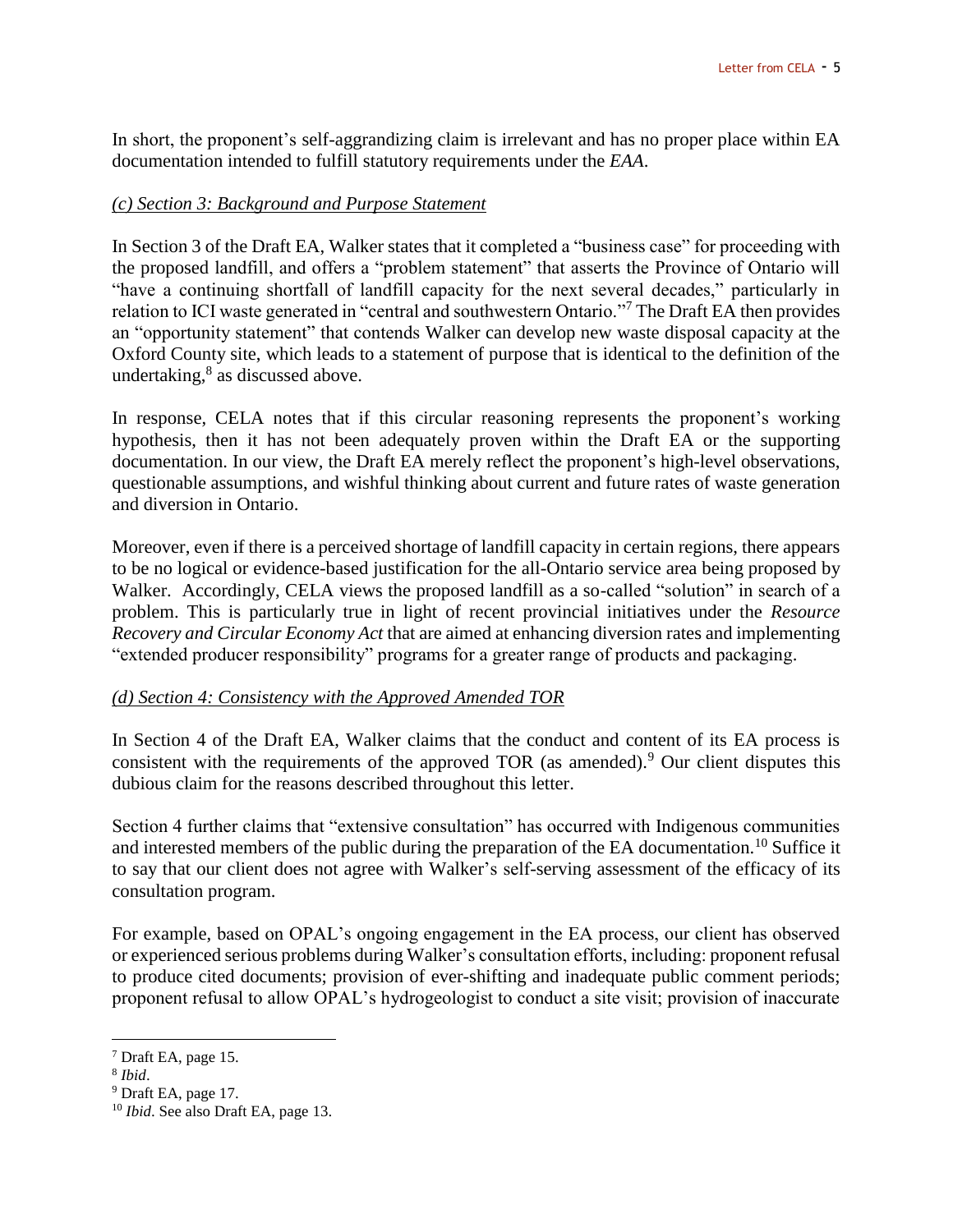In short, the proponent's self-aggrandizing claim is irrelevant and has no proper place within EA documentation intended to fulfill statutory requirements under the *EAA*.

### *(c) Section 3: Background and Purpose Statement*

In Section 3 of the Draft EA, Walker states that it completed a "business case" for proceeding with the proposed landfill, and offers a "problem statement" that asserts the Province of Ontario will "have a continuing shortfall of landfill capacity for the next several decades," particularly in relation to ICI waste generated in "central and southwestern Ontario."[7] The Draft EA then provides an "opportunity statement" that contends Walker can develop new waste disposal capacity at the Oxford County site, which leads to a statement of purpose that is identical to the definition of the undertaking,[8] as discussed above.

In response, CELA notes that if this circular reasoning represents the proponent's working hypothesis, then it has not been adequately proven within the Draft EA or the supporting documentation. In our view, the Draft EA merely reflect the proponent's high-level observations, questionable assumptions, and wishful thinking about current and future rates of waste generation and diversion in Ontario.

Moreover, even if there is a perceived shortage of landfill capacity in certain regions, there appears to be no logical or evidence-based justification for the all-Ontario service area being proposed by Walker. Accordingly, CELA views the proposed landfill as a so-called "solution" in search of a problem. This is particularly true in light of recent provincial initiatives under the *Resource Recovery and Circular Economy Act* that are aimed at enhancing diversion rates and implementing "extended producer responsibility" programs for a greater range of products and packaging.

### *(d) Section 4: Consistency with the Approved Amended TOR*

In Section 4 of the Draft EA, Walker claims that the conduct and content of its EA process is consistent with the requirements of the approved TOR (as amended).[9] Our client disputes this dubious claim for the reasons described throughout this letter.

Section 4 further claims that "extensive consultation" has occurred with Indigenous communities and interested members of the public during the preparation of the EA documentation.[10] Suffice it to say that our client does not agree with Walker's self-serving assessment of the efficacy of its consultation program.

For example, based on OPAL's ongoing engagement in the EA process, our client has observed or experienced serious problems during Walker's consultation efforts, including: proponent refusal to produce cited documents; provision of ever-shifting and inadequate public comment periods; proponent refusal to allow OPAL's hydrogeologist to conduct a site visit; provision of inaccurate

---

[7] Draft EA, page 15.

[8] *Ibid*.

[9] Draft EA, page 17.

[10] *Ibid*. See also Draft EA, page 13.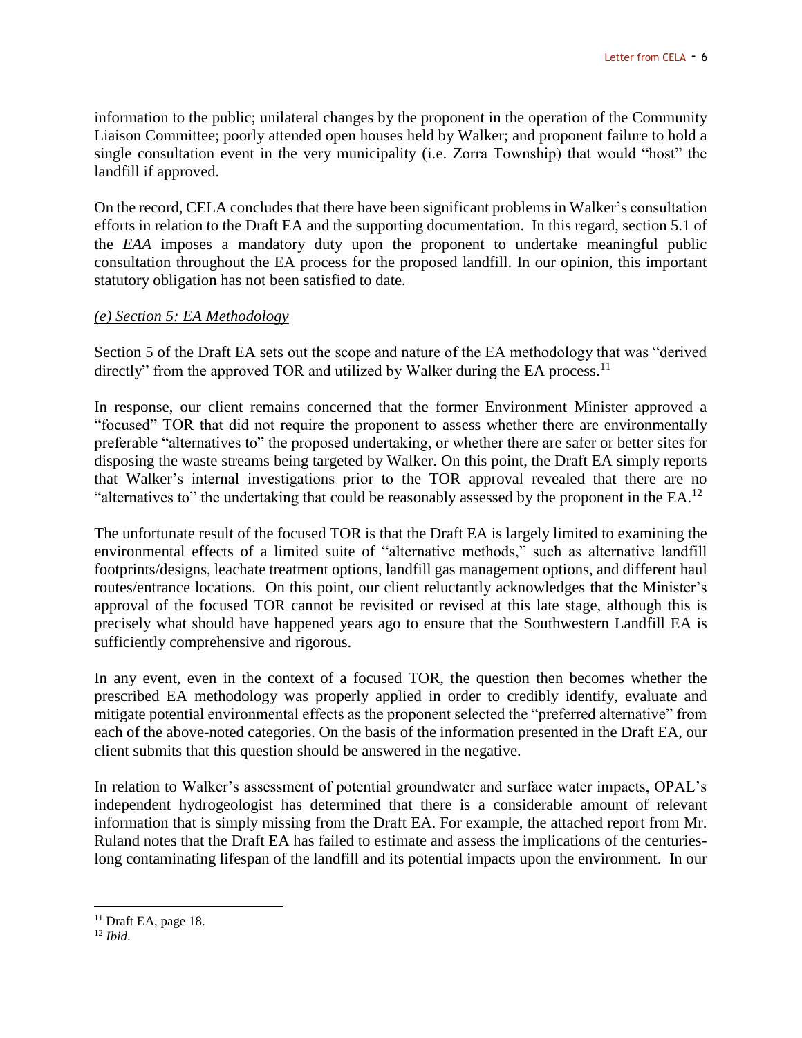information to the public; unilateral changes by the proponent in the operation of the Community Liaison Committee; poorly attended open houses held by Walker; and proponent failure to hold a single consultation event in the very municipality (i.e. Zorra Township) that would "host" the landfill if approved.

On the record, CELA concludes that there have been significant problems in Walker's consultation efforts in relation to the Draft EA and the supporting documentation. In this regard, section 5.1 of the *EAA* imposes a mandatory duty upon the proponent to undertake meaningful public consultation throughout the EA process for the proposed landfill. In our opinion, this important statutory obligation has not been satisfied to date.

*(e) Section 5: EA Methodology*

Section 5 of the Draft EA sets out the scope and nature of the EA methodology that was "derived directly" from the approved TOR and utilized by Walker during the EA process.[11]

In response, our client remains concerned that the former Environment Minister approved a "focused" TOR that did not require the proponent to assess whether there are environmentally preferable "alternatives to" the proposed undertaking, or whether there are safer or better sites for disposing the waste streams being targeted by Walker. On this point, the Draft EA simply reports that Walker's internal investigations prior to the TOR approval revealed that there are no "alternatives to" the undertaking that could be reasonably assessed by the proponent in the EA.[12]

The unfortunate result of the focused TOR is that the Draft EA is largely limited to examining the environmental effects of a limited suite of "alternative methods," such as alternative landfill footprints/designs, leachate treatment options, landfill gas management options, and different haul routes/entrance locations. On this point, our client reluctantly acknowledges that the Minister's approval of the focused TOR cannot be revisited or revised at this late stage, although this is precisely what should have happened years ago to ensure that the Southwestern Landfill EA is sufficiently comprehensive and rigorous.

In any event, even in the context of a focused TOR, the question then becomes whether the prescribed EA methodology was properly applied in order to credibly identify, evaluate and mitigate potential environmental effects as the proponent selected the "preferred alternative" from each of the above-noted categories. On the basis of the information presented in the Draft EA, our client submits that this question should be answered in the negative.

In relation to Walker's assessment of potential groundwater and surface water impacts, OPAL's independent hydrogeologist has determined that there is a considerable amount of relevant information that is simply missing from the Draft EA. For example, the attached report from Mr. Ruland notes that the Draft EA has failed to estimate and assess the implications of the centuries-long contaminating lifespan of the landfill and its potential impacts upon the environment. In our

[11] Draft EA, page 18.

[12] *Ibid*.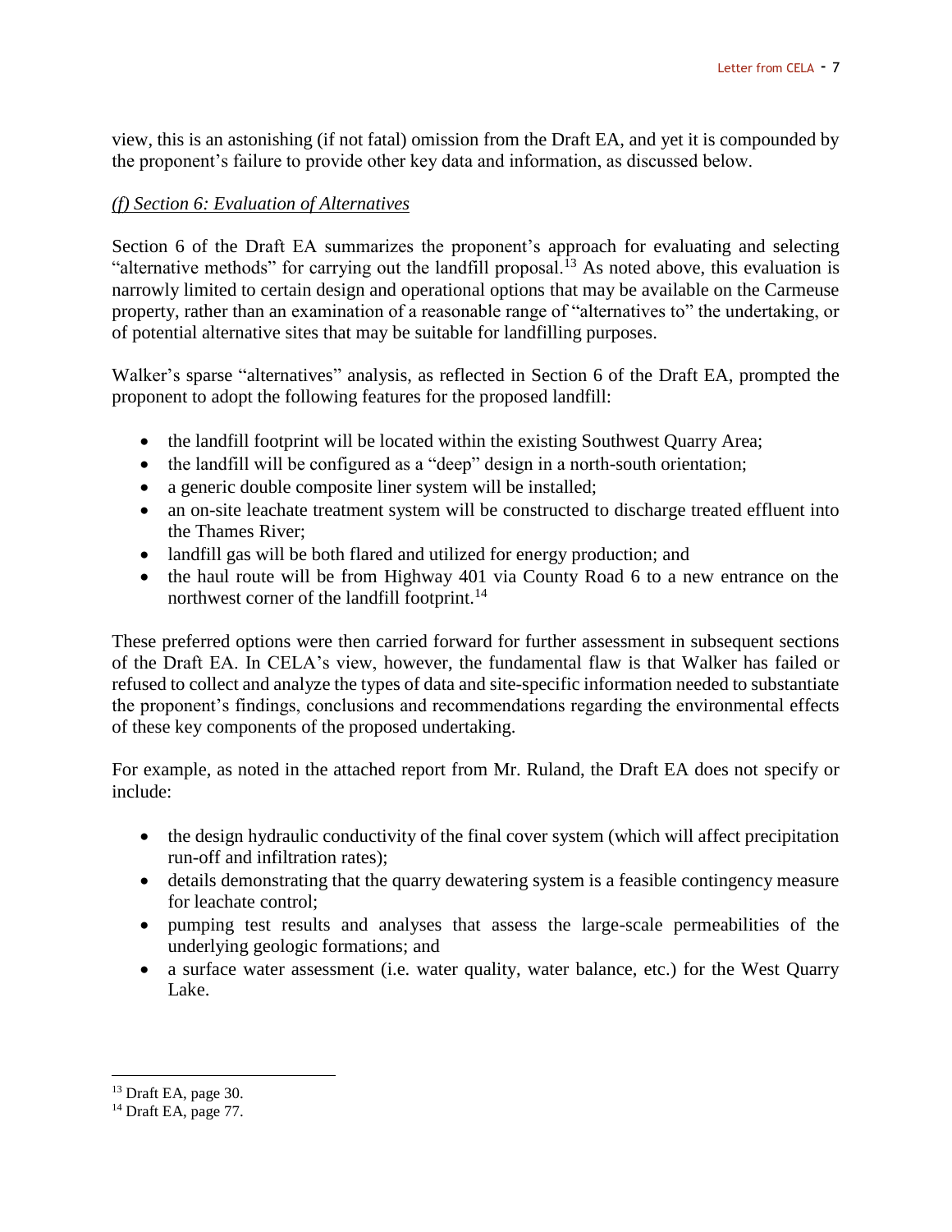view, this is an astonishing (if not fatal) omission from the Draft EA, and yet it is compounded by the proponent's failure to provide other key data and information, as discussed below.

*(f) Section 6: Evaluation of Alternatives*

Section 6 of the Draft EA summarizes the proponent's approach for evaluating and selecting "alternative methods" for carrying out the landfill proposal.[13] As noted above, this evaluation is narrowly limited to certain design and operational options that may be available on the Carmeuse property, rather than an examination of a reasonable range of "alternatives to" the undertaking, or of potential alternative sites that may be suitable for landfilling purposes.

Walker's sparse "alternatives" analysis, as reflected in Section 6 of the Draft EA, prompted the proponent to adopt the following features for the proposed landfill:

- the landfill footprint will be located within the existing Southwest Quarry Area;
- the landfill will be configured as a "deep" design in a north-south orientation;
- a generic double composite liner system will be installed;
- an on-site leachate treatment system will be constructed to discharge treated effluent into the Thames River;
- landfill gas will be both flared and utilized for energy production; and
- the haul route will be from Highway 401 via County Road 6 to a new entrance on the northwest corner of the landfill footprint.[14]

These preferred options were then carried forward for further assessment in subsequent sections of the Draft EA. In CELA's view, however, the fundamental flaw is that Walker has failed or refused to collect and analyze the types of data and site-specific information needed to substantiate the proponent's findings, conclusions and recommendations regarding the environmental effects of these key components of the proposed undertaking.

For example, as noted in the attached report from Mr. Ruland, the Draft EA does not specify or include:

- the design hydraulic conductivity of the final cover system (which will affect precipitation run-off and infiltration rates);
- details demonstrating that the quarry dewatering system is a feasible contingency measure for leachate control;
- pumping test results and analyses that assess the large-scale permeabilities of the underlying geologic formations; and
- a surface water assessment (i.e. water quality, water balance, etc.) for the West Quarry Lake.

[13] Draft EA, page 30.

[14] Draft EA, page 77.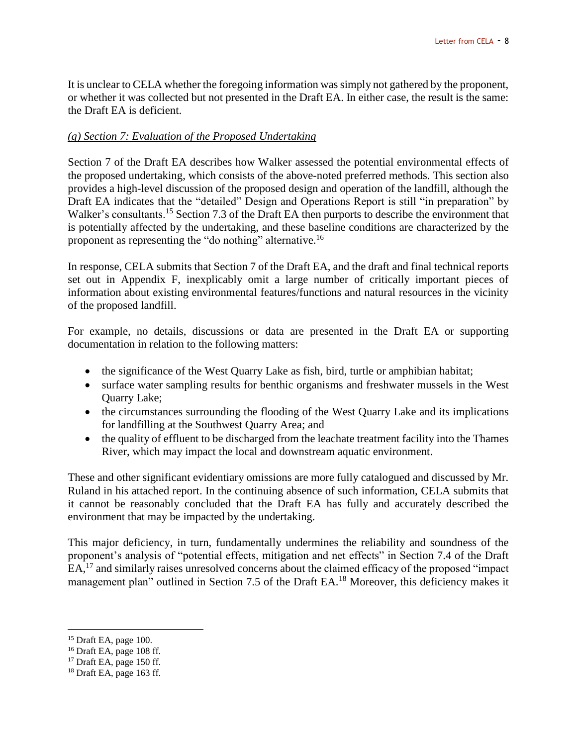It is unclear to CELA whether the foregoing information was simply not gathered by the proponent, or whether it was collected but not presented in the Draft EA. In either case, the result is the same: the Draft EA is deficient.

*(g) Section 7: Evaluation of the Proposed Undertaking*

Section 7 of the Draft EA describes how Walker assessed the potential environmental effects of the proposed undertaking, which consists of the above-noted preferred methods. This section also provides a high-level discussion of the proposed design and operation of the landfill, although the Draft EA indicates that the "detailed" Design and Operations Report is still "in preparation" by Walker's consultants.[15] Section 7.3 of the Draft EA then purports to describe the environment that is potentially affected by the undertaking, and these baseline conditions are characterized by the proponent as representing the "do nothing" alternative.[16]

In response, CELA submits that Section 7 of the Draft EA, and the draft and final technical reports set out in Appendix F, inexplicably omit a large number of critically important pieces of information about existing environmental features/functions and natural resources in the vicinity of the proposed landfill.

For example, no details, discussions or data are presented in the Draft EA or supporting documentation in relation to the following matters:

- the significance of the West Quarry Lake as fish, bird, turtle or amphibian habitat;
- surface water sampling results for benthic organisms and freshwater mussels in the West Quarry Lake;
- the circumstances surrounding the flooding of the West Quarry Lake and its implications for landfilling at the Southwest Quarry Area; and
- the quality of effluent to be discharged from the leachate treatment facility into the Thames River, which may impact the local and downstream aquatic environment.

These and other significant evidentiary omissions are more fully catalogued and discussed by Mr. Ruland in his attached report. In the continuing absence of such information, CELA submits that it cannot be reasonably concluded that the Draft EA has fully and accurately described the environment that may be impacted by the undertaking.

This major deficiency, in turn, fundamentally undermines the reliability and soundness of the proponent's analysis of "potential effects, mitigation and net effects" in Section 7.4 of the Draft EA,[17] and similarly raises unresolved concerns about the claimed efficacy of the proposed "impact management plan" outlined in Section 7.5 of the Draft EA.[18] Moreover, this deficiency makes it

---

[15] Draft EA, page 100.

[16] Draft EA, page 108 ff.

[17] Draft EA, page 150 ff.

[18] Draft EA, page 163 ff.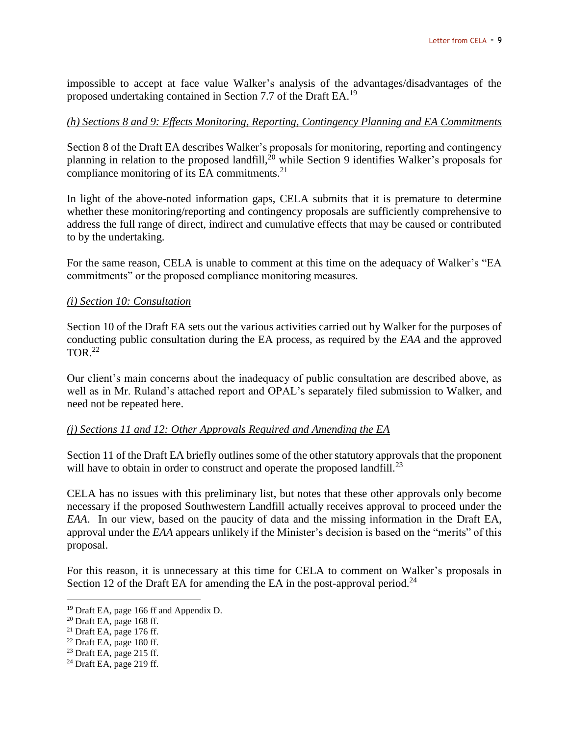impossible to accept at face value Walker's analysis of the advantages/disadvantages of the proposed undertaking contained in Section 7.7 of the Draft EA.[19]

### *(h) Sections 8 and 9: Effects Monitoring, Reporting, Contingency Planning and EA Commitments*

Section 8 of the Draft EA describes Walker's proposals for monitoring, reporting and contingency planning in relation to the proposed landfill,[20] while Section 9 identifies Walker's proposals for compliance monitoring of its EA commitments.[21]

In light of the above-noted information gaps, CELA submits that it is premature to determine whether these monitoring/reporting and contingency proposals are sufficiently comprehensive to address the full range of direct, indirect and cumulative effects that may be caused or contributed to by the undertaking.

For the same reason, CELA is unable to comment at this time on the adequacy of Walker's "EA commitments" or the proposed compliance monitoring measures.

### *(i) Section 10: Consultation*

Section 10 of the Draft EA sets out the various activities carried out by Walker for the purposes of conducting public consultation during the EA process, as required by the *EAA* and the approved TOR.[22]

Our client's main concerns about the inadequacy of public consultation are described above, as well as in Mr. Ruland's attached report and OPAL's separately filed submission to Walker, and need not be repeated here.

### *(j) Sections 11 and 12: Other Approvals Required and Amending the EA*

Section 11 of the Draft EA briefly outlines some of the other statutory approvals that the proponent will have to obtain in order to construct and operate the proposed landfill.[23]

CELA has no issues with this preliminary list, but notes that these other approvals only become necessary if the proposed Southwestern Landfill actually receives approval to proceed under the *EAA*. In our view, based on the paucity of data and the missing information in the Draft EA, approval under the *EAA* appears unlikely if the Minister's decision is based on the "merits" of this proposal.

For this reason, it is unnecessary at this time for CELA to comment on Walker's proposals in Section 12 of the Draft EA for amending the EA in the post-approval period.[24]

---

[19] Draft EA, page 166 ff and Appendix D.
[20] Draft EA, page 168 ff.
[21] Draft EA, page 176 ff.
[22] Draft EA, page 180 ff.
[23] Draft EA, page 215 ff.
[24] Draft EA, page 219 ff.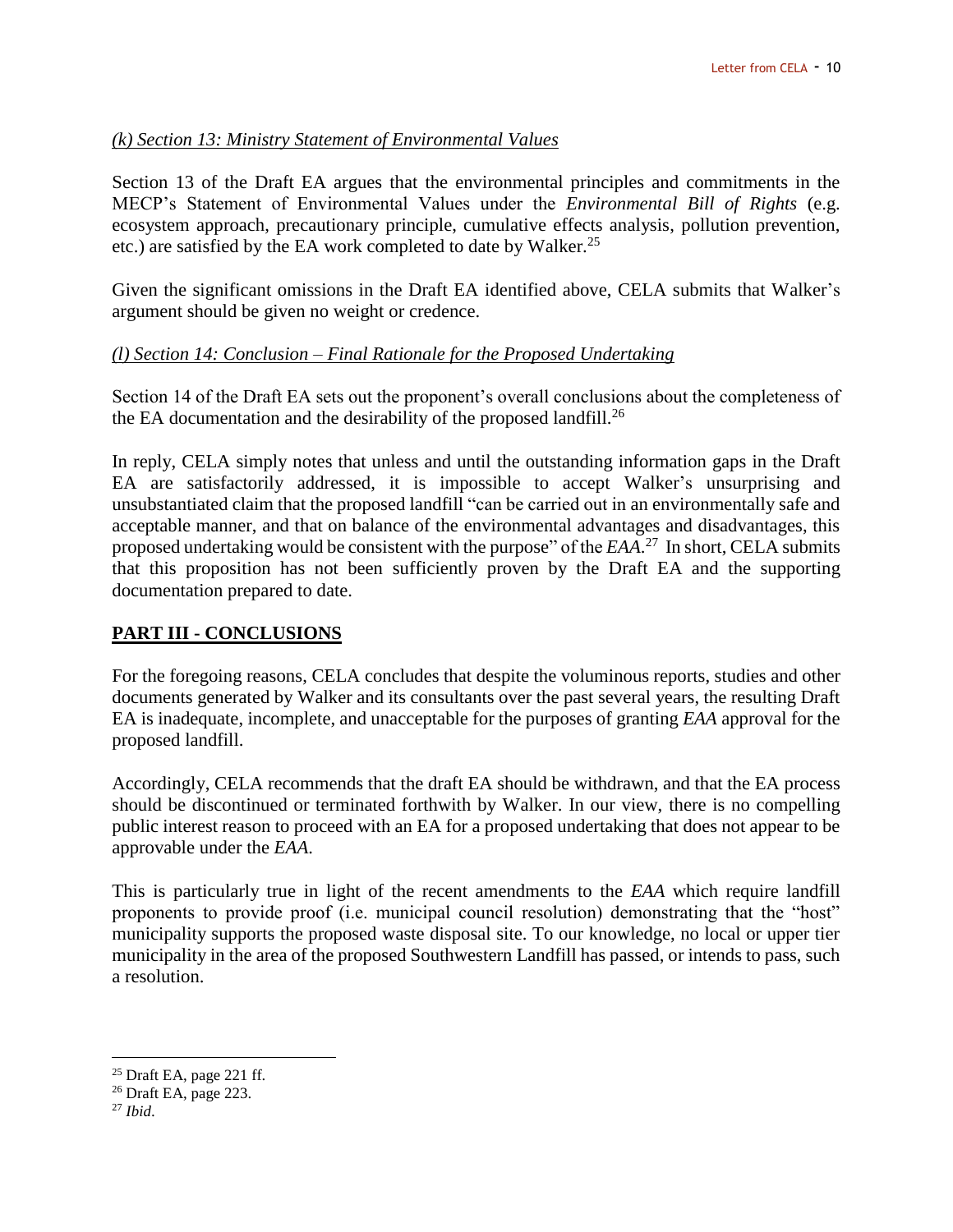*(k) Section 13: Ministry Statement of Environmental Values*

Section 13 of the Draft EA argues that the environmental principles and commitments in the MECP's Statement of Environmental Values under the *Environmental Bill of Rights* (e.g. ecosystem approach, precautionary principle, cumulative effects analysis, pollution prevention, etc.) are satisfied by the EA work completed to date by Walker.[25]

Given the significant omissions in the Draft EA identified above, CELA submits that Walker's argument should be given no weight or credence.

*(l) Section 14: Conclusion – Final Rationale for the Proposed Undertaking*

Section 14 of the Draft EA sets out the proponent's overall conclusions about the completeness of the EA documentation and the desirability of the proposed landfill.[26]

In reply, CELA simply notes that unless and until the outstanding information gaps in the Draft EA are satisfactorily addressed, it is impossible to accept Walker's unsurprising and unsubstantiated claim that the proposed landfill "can be carried out in an environmentally safe and acceptable manner, and that on balance of the environmental advantages and disadvantages, this proposed undertaking would be consistent with the purpose" of the *EAA*.[27] In short, CELA submits that this proposition has not been sufficiently proven by the Draft EA and the supporting documentation prepared to date.

## PART III - CONCLUSIONS

For the foregoing reasons, CELA concludes that despite the voluminous reports, studies and other documents generated by Walker and its consultants over the past several years, the resulting Draft EA is inadequate, incomplete, and unacceptable for the purposes of granting *EAA* approval for the proposed landfill.

Accordingly, CELA recommends that the draft EA should be withdrawn, and that the EA process should be discontinued or terminated forthwith by Walker. In our view, there is no compelling public interest reason to proceed with an EA for a proposed undertaking that does not appear to be approvable under the *EAA*.

This is particularly true in light of the recent amendments to the *EAA* which require landfill proponents to provide proof (i.e. municipal council resolution) demonstrating that the "host" municipality supports the proposed waste disposal site. To our knowledge, no local or upper tier municipality in the area of the proposed Southwestern Landfill has passed, or intends to pass, such a resolution.

---

[25] Draft EA, page 221 ff.

[26] Draft EA, page 223.

[27] *Ibid*.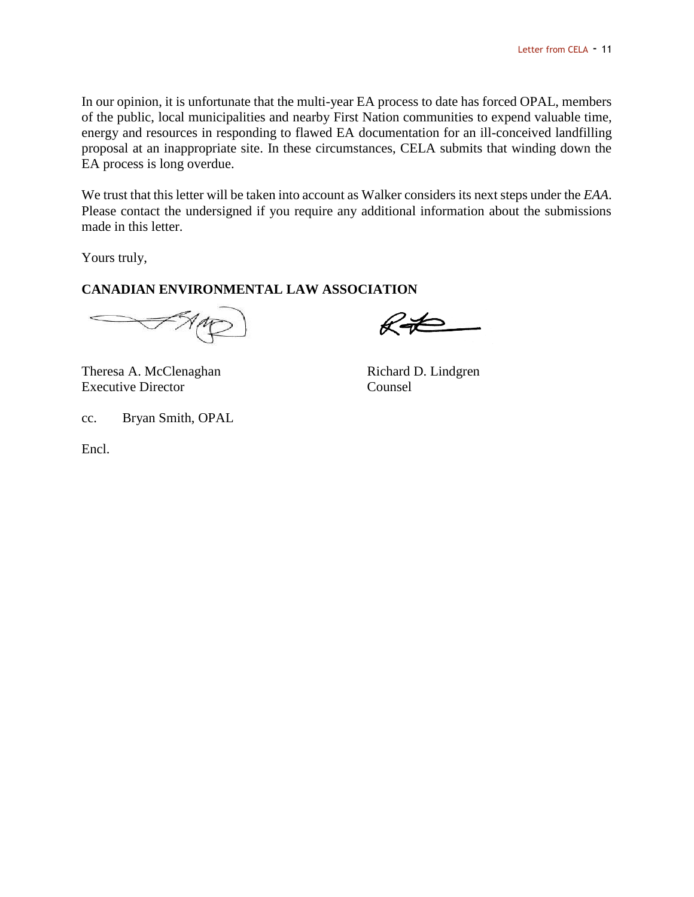In our opinion, it is unfortunate that the multi-year EA process to date has forced OPAL, members of the public, local municipalities and nearby First Nation communities to expend valuable time, energy and resources in responding to flawed EA documentation for an ill-conceived landfilling proposal at an inappropriate site. In these circumstances, CELA submits that winding down the EA process is long overdue.

We trust that this letter will be taken into account as Walker considers its next steps under the *EAA*. Please contact the undersigned if you require any additional information about the submissions made in this letter.

Yours truly,

**CANADIAN ENVIRONMENTAL LAW ASSOCIATION**

Theresa A. McClenaghan
Executive Director

Richard D. Lindgren
Counsel

cc. Bryan Smith, OPAL

Encl.